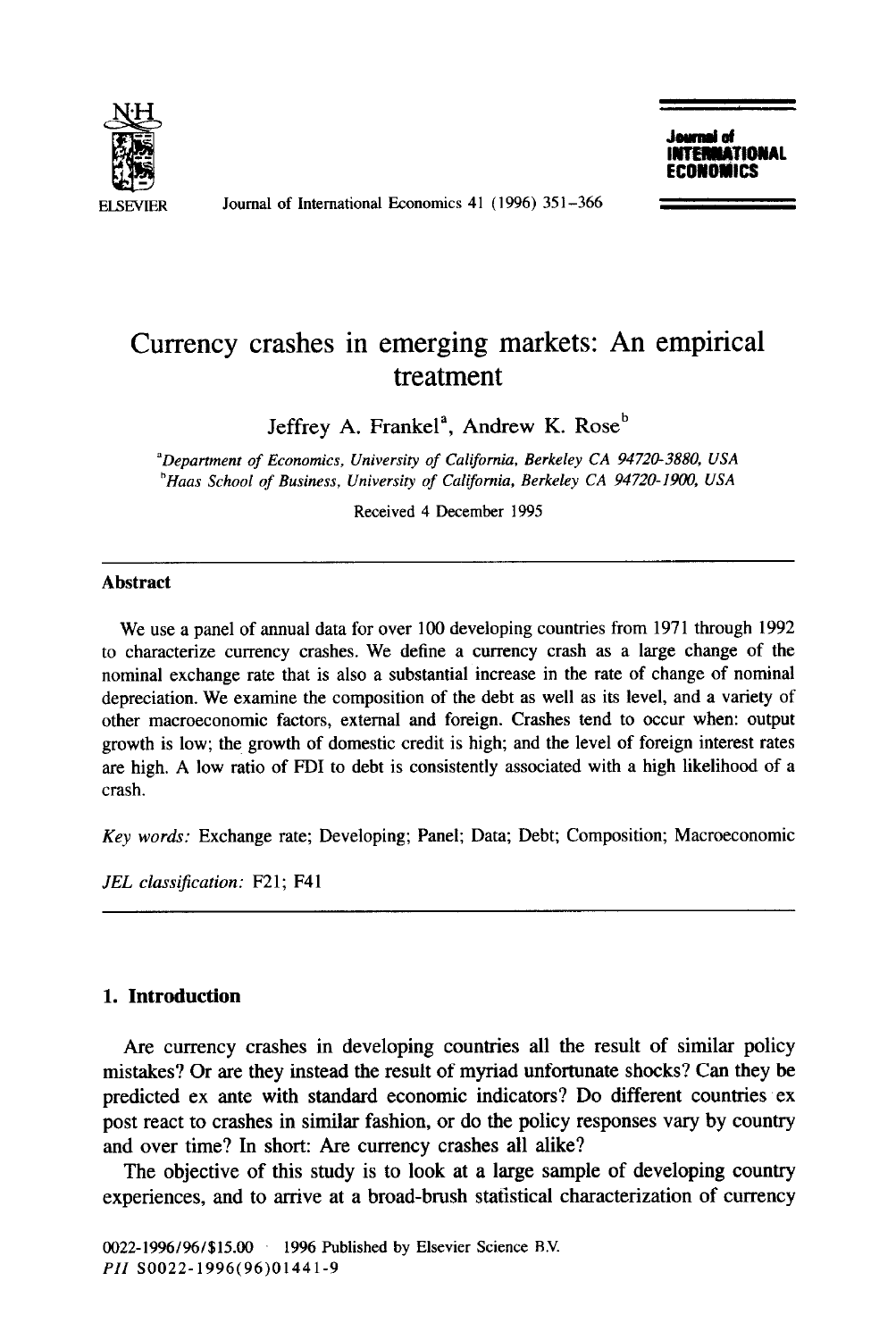# Currency crashes in emerging markets: An empirical treatment

Jeffrey A. Frankel[a], Andrew K. Rose[b]

[a]Department of Economics, University of California, Berkeley CA 94720-3880, USA
[b]Haas School of Business, University of California, Berkeley CA 94720-1900, USA

Received 4 December 1995

## Abstract

We use a panel of annual data for over 100 developing countries from 1971 through 1992 to characterize currency crashes. We define a currency crash as a large change of the nominal exchange rate that is also a substantial increase in the rate of change of nominal depreciation. We examine the composition of the debt as well as its level, and a variety of other macroeconomic factors, external and foreign. Crashes tend to occur when: output growth is low; the growth of domestic credit is high; and the level of foreign interest rates are high. A low ratio of FDI to debt is consistently associated with a high likelihood of a crash.

*Key words:* Exchange rate; Developing; Panel; Data; Debt; Composition; Macroeconomic

*JEL classification:* F21; F41

## 1. Introduction

Are currency crashes in developing countries all the result of similar policy mistakes? Or are they instead the result of myriad unfortunate shocks? Can they be predicted ex ante with standard economic indicators? Do different countries ex post react to crashes in similar fashion, or do the policy responses vary by country and over time? In short: Are currency crashes all alike?

The objective of this study is to look at a large sample of developing country experiences, and to arrive at a broad-brush statistical characterization of currency

0022-1996/96/$15.00 © 1996 Published by Elsevier Science B.V.
*PII* S0022-1996(96)01441-9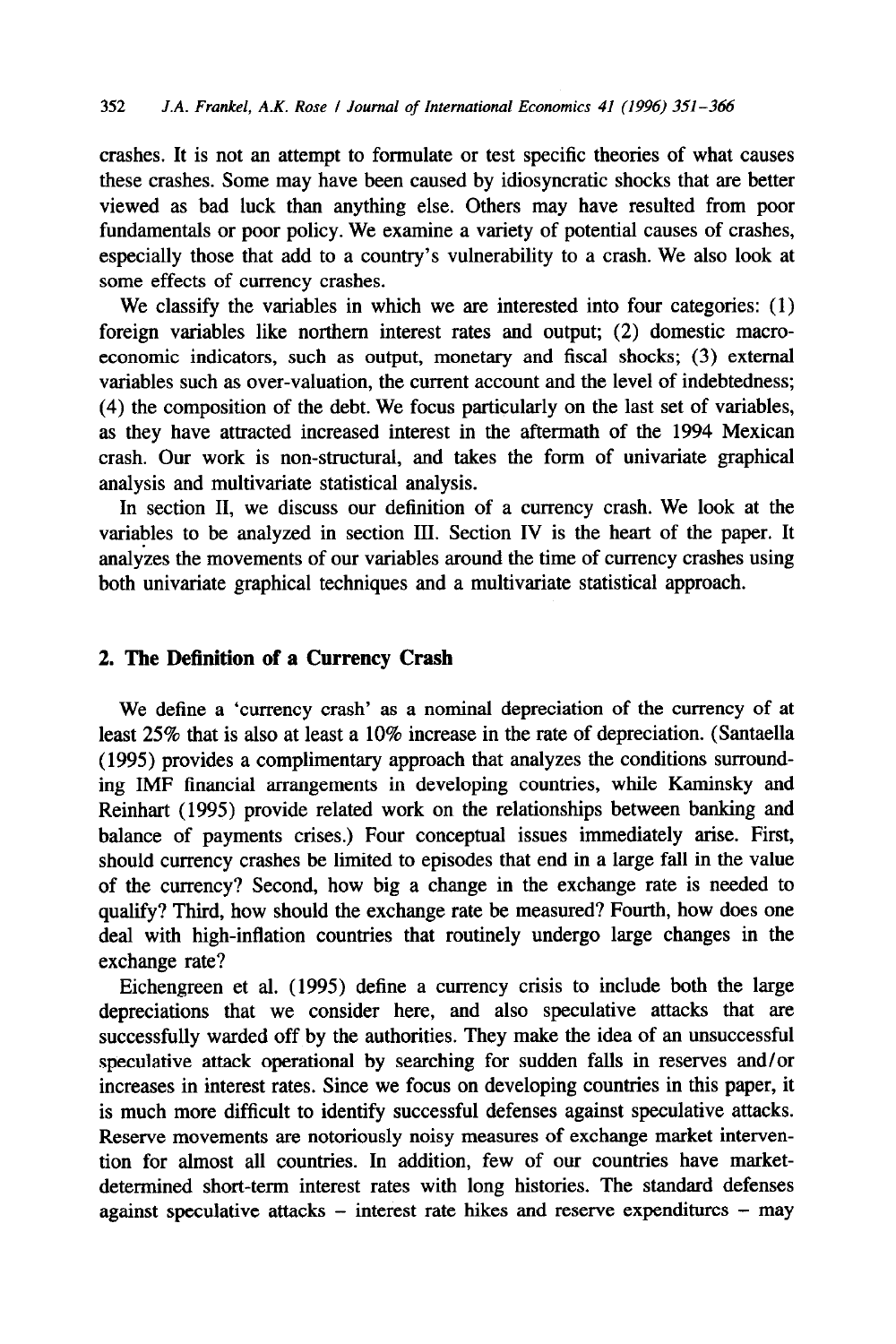crashes. It is not an attempt to formulate or test specific theories of what causes these crashes. Some may have been caused by idiosyncratic shocks that are better viewed as bad luck than anything else. Others may have resulted from poor fundamentals or poor policy. We examine a variety of potential causes of crashes, especially those that add to a country's vulnerability to a crash. We also look at some effects of currency crashes.

We classify the variables in which we are interested into four categories: (1) foreign variables like northern interest rates and output; (2) domestic macroeconomic indicators, such as output, monetary and fiscal shocks; (3) external variables such as over-valuation, the current account and the level of indebtedness; (4) the composition of the debt. We focus particularly on the last set of variables, as they have attracted increased interest in the aftermath of the 1994 Mexican crash. Our work is non-structural, and takes the form of univariate graphical analysis and multivariate statistical analysis.

In section II, we discuss our definition of a currency crash. We look at the variables to be analyzed in section III. Section IV is the heart of the paper. It analyzes the movements of our variables around the time of currency crashes using both univariate graphical techniques and a multivariate statistical approach.

## 2. The Definition of a Currency Crash

We define a 'currency crash' as a nominal depreciation of the currency of at least 25% that is also at least a 10% increase in the rate of depreciation. (Santaella (1995) provides a complimentary approach that analyzes the conditions surrounding IMF financial arrangements in developing countries, while Kaminsky and Reinhart (1995) provide related work on the relationships between banking and balance of payments crises.) Four conceptual issues immediately arise. First, should currency crashes be limited to episodes that end in a large fall in the value of the currency? Second, how big a change in the exchange rate is needed to qualify? Third, how should the exchange rate be measured? Fourth, how does one deal with high-inflation countries that routinely undergo large changes in the exchange rate?

Eichengreen et al. (1995) define a currency crisis to include both the large depreciations that we consider here, and also speculative attacks that are successfully warded off by the authorities. They make the idea of an unsuccessful speculative attack operational by searching for sudden falls in reserves and/or increases in interest rates. Since we focus on developing countries in this paper, it is much more difficult to identify successful defenses against speculative attacks. Reserve movements are notoriously noisy measures of exchange market intervention for almost all countries. In addition, few of our countries have market-determined short-term interest rates with long histories. The standard defenses against speculative attacks – interest rate hikes and reserve expenditures – may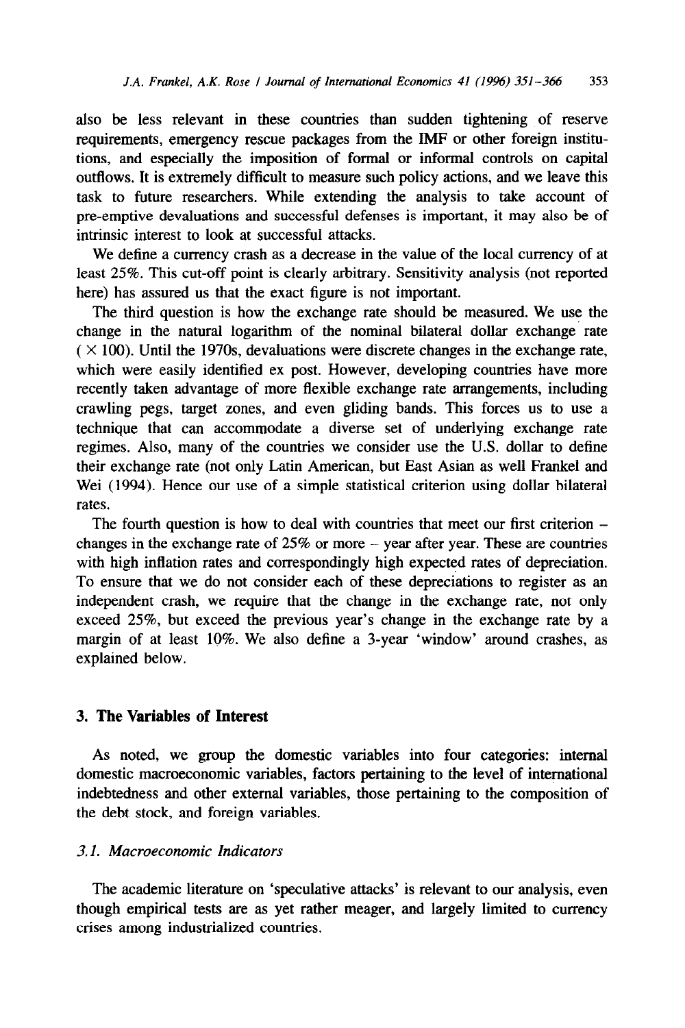also be less relevant in these countries than sudden tightening of reserve requirements, emergency rescue packages from the IMF or other foreign institutions, and especially the imposition of formal or informal controls on capital outflows. It is extremely difficult to measure such policy actions, and we leave this task to future researchers. While extending the analysis to take account of pre-emptive devaluations and successful defenses is important, it may also be of intrinsic interest to look at successful attacks.

We define a currency crash as a decrease in the value of the local currency of at least 25%. This cut-off point is clearly arbitrary. Sensitivity analysis (not reported here) has assured us that the exact figure is not important.

The third question is how the exchange rate should be measured. We use the change in the natural logarithm of the nominal bilateral dollar exchange rate ($\times 100$). Until the 1970s, devaluations were discrete changes in the exchange rate, which were easily identified ex post. However, developing countries have more recently taken advantage of more flexible exchange rate arrangements, including crawling pegs, target zones, and even gliding bands. This forces us to use a technique that can accommodate a diverse set of underlying exchange rate regimes. Also, many of the countries we consider use the U.S. dollar to define their exchange rate (not only Latin American, but East Asian as well Frankel and Wei (1994). Hence our use of a simple statistical criterion using dollar bilateral rates.

The fourth question is how to deal with countries that meet our first criterion – changes in the exchange rate of 25% or more – year after year. These are countries with high inflation rates and correspondingly high expected rates of depreciation. To ensure that we do not consider each of these depreciations to register as an independent crash, we require that the change in the exchange rate, not only exceed 25%, but exceed the previous year's change in the exchange rate by a margin of at least 10%. We also define a 3-year 'window' around crashes, as explained below.

## 3. The Variables of Interest

As noted, we group the domestic variables into four categories: internal domestic macroeconomic variables, factors pertaining to the level of international indebtedness and other external variables, those pertaining to the composition of the debt stock, and foreign variables.

### 3.1. Macroeconomic Indicators

The academic literature on 'speculative attacks' is relevant to our analysis, even though empirical tests are as yet rather meager, and largely limited to currency crises among industrialized countries.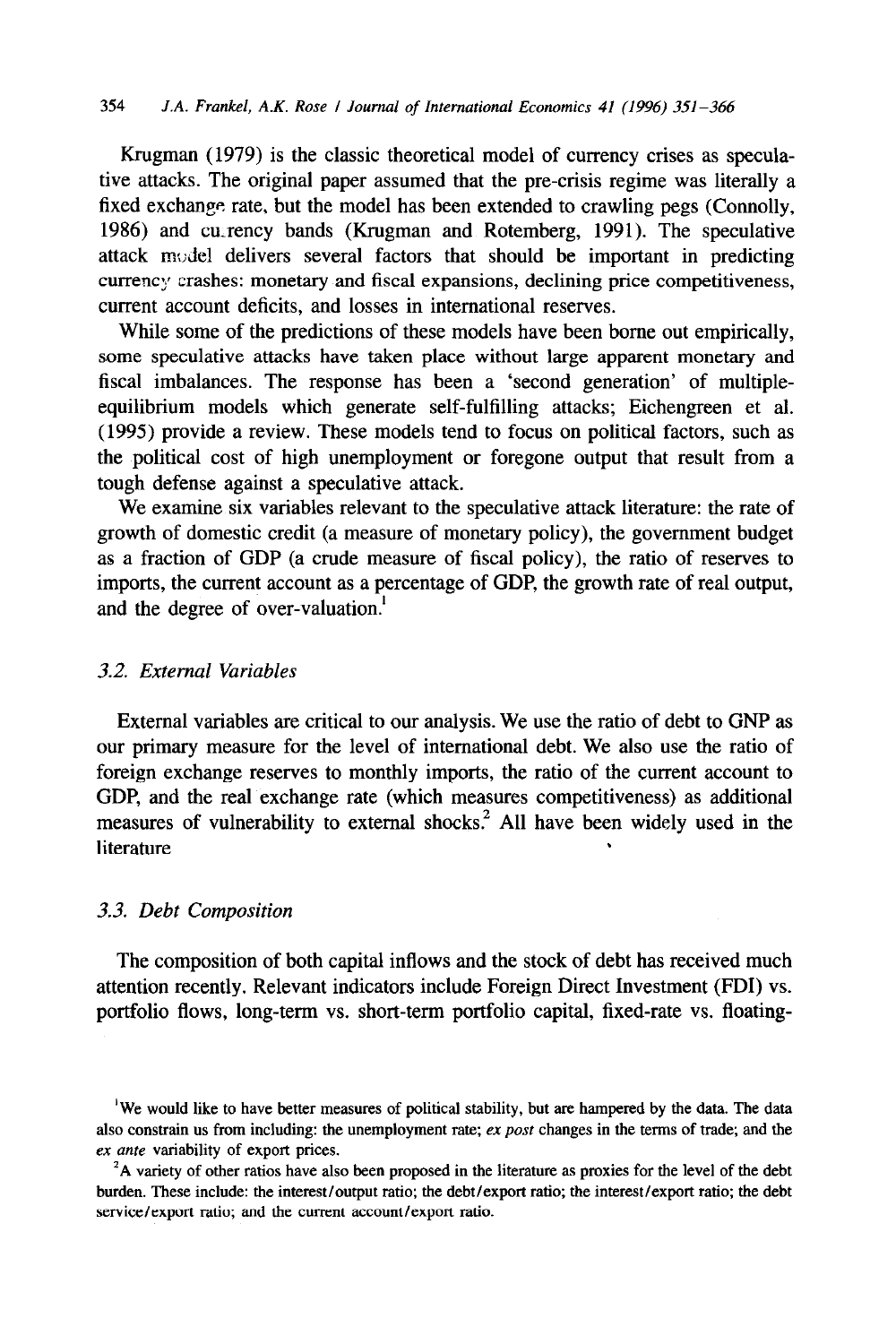Krugman (1979) is the classic theoretical model of currency crises as speculative attacks. The original paper assumed that the pre-crisis regime was literally a fixed exchange rate, but the model has been extended to crawling pegs (Connolly, 1986) and currency bands (Krugman and Rotemberg, 1991). The speculative attack model delivers several factors that should be important in predicting currency crashes: monetary and fiscal expansions, declining price competitiveness, current account deficits, and losses in international reserves.

While some of the predictions of these models have been borne out empirically, some speculative attacks have taken place without large apparent monetary and fiscal imbalances. The response has been a 'second generation' of multiple-equilibrium models which generate self-fulfilling attacks; Eichengreen et al. (1995) provide a review. These models tend to focus on political factors, such as the political cost of high unemployment or foregone output that result from a tough defense against a speculative attack.

We examine six variables relevant to the speculative attack literature: the rate of growth of domestic credit (a measure of monetary policy), the government budget as a fraction of GDP (a crude measure of fiscal policy), the ratio of reserves to imports, the current account as a percentage of GDP, the growth rate of real output, and the degree of over-valuation.[1]

### 3.2. External Variables

External variables are critical to our analysis. We use the ratio of debt to GNP as our primary measure for the level of international debt. We also use the ratio of foreign exchange reserves to monthly imports, the ratio of the current account to GDP, and the real exchange rate (which measures competitiveness) as additional measures of vulnerability to external shocks.[2] All have been widely used in the literature

### 3.3. Debt Composition

The composition of both capital inflows and the stock of debt has received much attention recently. Relevant indicators include Foreign Direct Investment (FDI) vs. portfolio flows, long-term vs. short-term portfolio capital, fixed-rate vs. floating-

[1] We would like to have better measures of political stability, but are hampered by the data. The data also constrain us from including: the unemployment rate; *ex post* changes in the terms of trade; and the *ex ante* variability of export prices.

[2] A variety of other ratios have also been proposed in the literature as proxies for the level of the debt burden. These include: the interest/output ratio; the debt/export ratio; the interest/export ratio; the debt service/export ratio; and the current account/export ratio.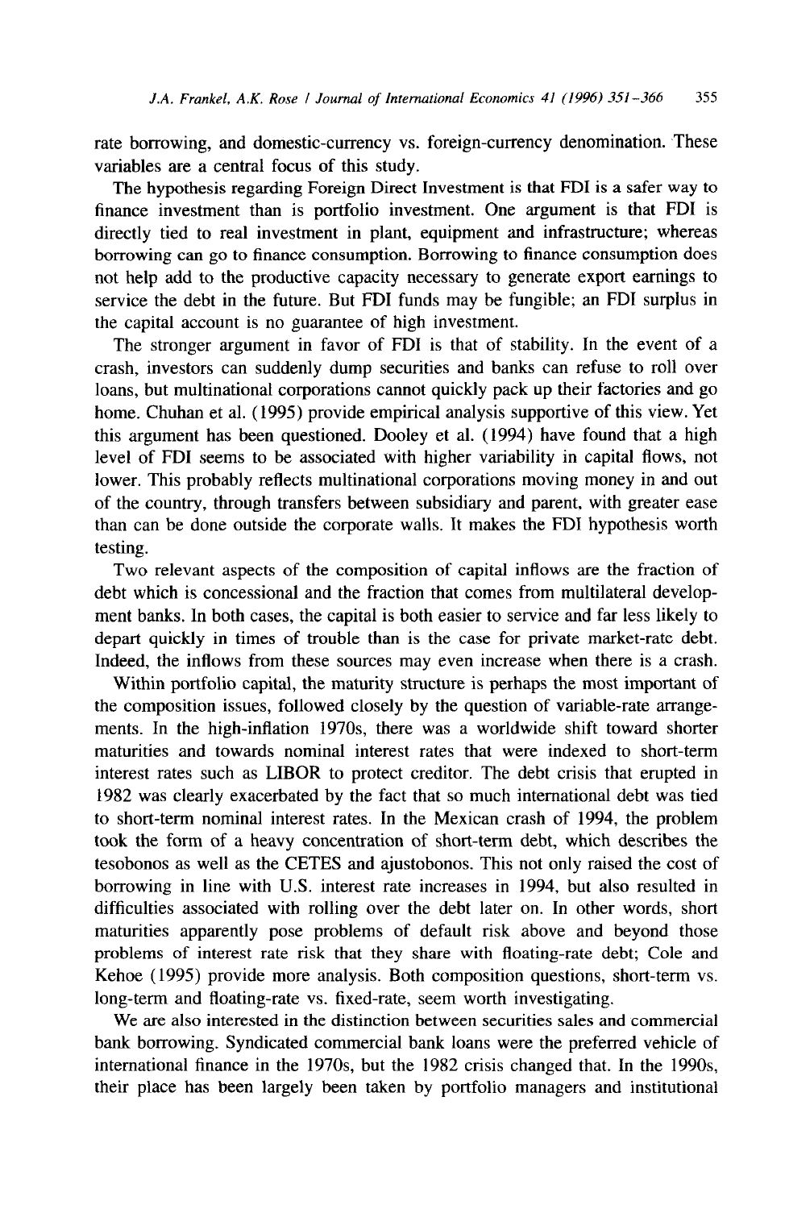rate borrowing, and domestic-currency vs. foreign-currency denomination. These variables are a central focus of this study.

The hypothesis regarding Foreign Direct Investment is that FDI is a safer way to finance investment than is portfolio investment. One argument is that FDI is directly tied to real investment in plant, equipment and infrastructure; whereas borrowing can go to finance consumption. Borrowing to finance consumption does not help add to the productive capacity necessary to generate export earnings to service the debt in the future. But FDI funds may be fungible; an FDI surplus in the capital account is no guarantee of high investment.

The stronger argument in favor of FDI is that of stability. In the event of a crash, investors can suddenly dump securities and banks can refuse to roll over loans, but multinational corporations cannot quickly pack up their factories and go home. Chuhan et al. (1995) provide empirical analysis supportive of this view. Yet this argument has been questioned. Dooley et al. (1994) have found that a high level of FDI seems to be associated with higher variability in capital flows, not lower. This probably reflects multinational corporations moving money in and out of the country, through transfers between subsidiary and parent, with greater ease than can be done outside the corporate walls. It makes the FDI hypothesis worth testing.

Two relevant aspects of the composition of capital inflows are the fraction of debt which is concessional and the fraction that comes from multilateral development banks. In both cases, the capital is both easier to service and far less likely to depart quickly in times of trouble than is the case for private market-rate debt. Indeed, the inflows from these sources may even increase when there is a crash.

Within portfolio capital, the maturity structure is perhaps the most important of the composition issues, followed closely by the question of variable-rate arrangements. In the high-inflation 1970s, there was a worldwide shift toward shorter maturities and towards nominal interest rates that were indexed to short-term interest rates such as LIBOR to protect creditor. The debt crisis that erupted in 1982 was clearly exacerbated by the fact that so much international debt was tied to short-term nominal interest rates. In the Mexican crash of 1994, the problem took the form of a heavy concentration of short-term debt, which describes the tesobonos as well as the CETES and ajustobonos. This not only raised the cost of borrowing in line with U.S. interest rate increases in 1994, but also resulted in difficulties associated with rolling over the debt later on. In other words, short maturities apparently pose problems of default risk above and beyond those problems of interest rate risk that they share with floating-rate debt; Cole and Kehoe (1995) provide more analysis. Both composition questions, short-term vs. long-term and floating-rate vs. fixed-rate, seem worth investigating.

We are also interested in the distinction between securities sales and commercial bank borrowing. Syndicated commercial bank loans were the preferred vehicle of international finance in the 1970s, but the 1982 crisis changed that. In the 1990s, their place has been largely been taken by portfolio managers and institutional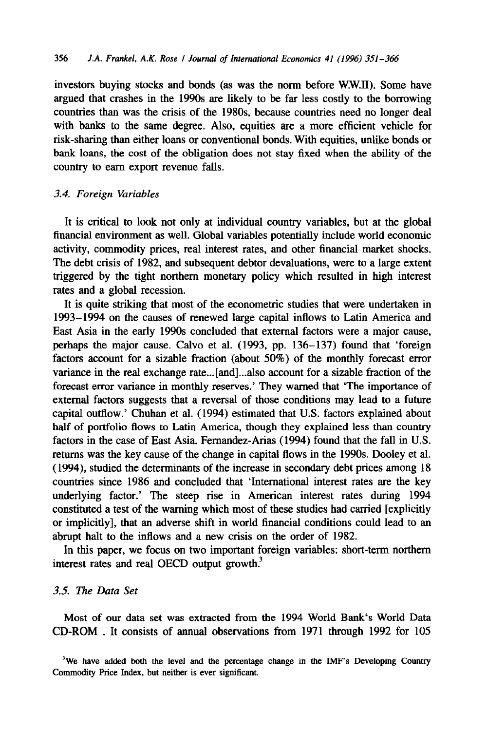investors buying stocks and bonds (as was the norm before W.W.II). Some have argued that crashes in the 1990s are likely to be far less costly to the borrowing countries than was the crisis of the 1980s, because countries need no longer deal with banks to the same degree. Also, equities are a more efficient vehicle for risk-sharing than either loans or conventional bonds. With equities, unlike bonds or bank loans, the cost of the obligation does not stay fixed when the ability of the country to earn export revenue falls.

### *3.4. Foreign Variables*

It is critical to look not only at individual country variables, but at the global financial environment as well. Global variables potentially include world economic activity, commodity prices, real interest rates, and other financial market shocks. The debt crisis of 1982, and subsequent debtor devaluations, were to a large extent triggered by the tight northern monetary policy which resulted in high interest rates and a global recession.

It is quite striking that most of the econometric studies that were undertaken in 1993–1994 on the causes of renewed large capital inflows to Latin America and East Asia in the early 1990s concluded that external factors were a major cause, perhaps the major cause. Calvo et al. (1993, pp. 136–137) found that 'foreign factors account for a sizable fraction (about 50%) of the monthly forecast error variance in the real exchange rate...[and]...also account for a sizable fraction of the forecast error variance in monthly reserves.' They warned that 'The importance of external factors suggests that a reversal of those conditions may lead to a future capital outflow.' Chuhan et al. (1994) estimated that U.S. factors explained about half of portfolio flows to Latin America, though they explained less than country factors in the case of East Asia. Fernandez-Arias (1994) found that the fall in U.S. returns was the key cause of the change in capital flows in the 1990s. Dooley et al. (1994), studied the determinants of the increase in secondary debt prices among 18 countries since 1986 and concluded that 'International interest rates are the key underlying factor.' The steep rise in American interest rates during 1994 constituted a test of the warning which most of these studies had carried [explicitly or implicitly], that an adverse shift in world financial conditions could lead to an abrupt halt to the inflows and a new crisis on the order of 1982.

In this paper, we focus on two important foreign variables: short-term northern interest rates and real OECD output growth.[3]

### *3.5. The Data Set*

Most of our data set was extracted from the 1994 World Bank's World Data CD-ROM . It consists of annual observations from 1971 through 1992 for 105

[3]We have added both the level and the percentage change in the IMF's Developing Country Commodity Price Index, but neither is ever significant.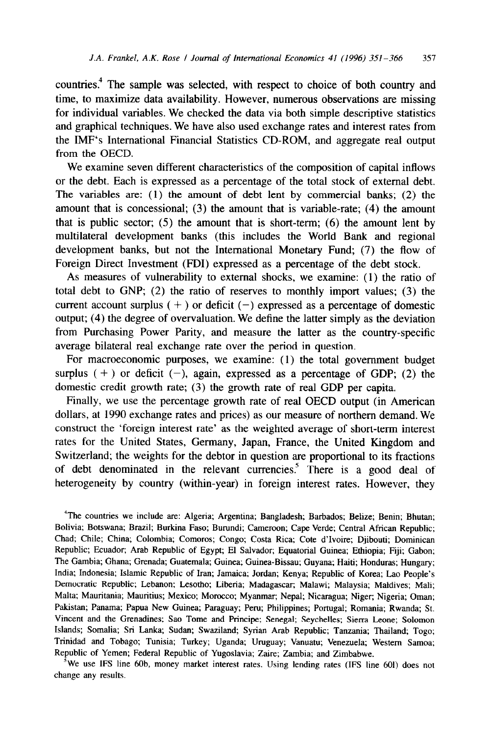countries.[4] The sample was selected, with respect to choice of both country and time, to maximize data availability. However, numerous observations are missing for individual variables. We checked the data via both simple descriptive statistics and graphical techniques. We have also used exchange rates and interest rates from the IMF's International Financial Statistics CD-ROM, and aggregate real output from the OECD.

We examine seven different characteristics of the composition of capital inflows or the debt. Each is expressed as a percentage of the total stock of external debt. The variables are: (1) the amount of debt lent by commercial banks; (2) the amount that is concessional; (3) the amount that is variable-rate; (4) the amount that is public sector; (5) the amount that is short-term; (6) the amount lent by multilateral development banks (this includes the World Bank and regional development banks, but not the International Monetary Fund; (7) the flow of Foreign Direct Investment (FDI) expressed as a percentage of the debt stock.

As measures of vulnerability to external shocks, we examine: (1) the ratio of total debt to GNP; (2) the ratio of reserves to monthly import values; (3) the current account surplus (+) or deficit (−) expressed as a percentage of domestic output; (4) the degree of overvaluation. We define the latter simply as the deviation from Purchasing Power Parity, and measure the latter as the country-specific average bilateral real exchange rate over the period in question.

For macroeconomic purposes, we examine: (1) the total government budget surplus (+) or deficit (−), again, expressed as a percentage of GDP; (2) the domestic credit growth rate; (3) the growth rate of real GDP per capita.

Finally, we use the percentage growth rate of real OECD output (in American dollars, at 1990 exchange rates and prices) as our measure of northern demand. We construct the 'foreign interest rate' as the weighted average of short-term interest rates for the United States, Germany, Japan, France, the United Kingdom and Switzerland; the weights for the debtor in question are proportional to its fractions of debt denominated in the relevant currencies.[5] There is a good deal of heterogeneity by country (within-year) in foreign interest rates. However, they

[4]The countries we include are: Algeria; Argentina; Bangladesh; Barbados; Belize; Benin; Bhutan; Bolivia; Botswana; Brazil; Burkina Faso; Burundi; Cameroon; Cape Verde; Central African Republic; Chad; Chile; China; Colombia; Comoros; Congo; Costa Rica; Cote d'Ivoire; Djibouti; Dominican Republic; Ecuador; Arab Republic of Egypt; El Salvador; Equatorial Guinea; Ethiopia; Fiji; Gabon; The Gambia; Ghana; Grenada; Guatemala; Guinea; Guinea-Bissau; Guyana; Haiti; Honduras; Hungary; India; Indonesia; Islamic Republic of Iran; Jamaica; Jordan; Kenya; Republic of Korea; Lao People's Democratic Republic; Lebanon; Lesotho; Liberia; Madagascar; Malawi; Malaysia; Maldives; Mali; Malta; Mauritania; Mauritius; Mexico; Morocco; Myanmar; Nepal; Nicaragua; Niger; Nigeria; Oman; Pakistan; Panama; Papua New Guinea; Paraguay; Peru; Philippines; Portugal; Romania; Rwanda; St. Vincent and the Grenadines; Sao Tome and Principe; Senegal; Seychelles; Sierra Leone; Solomon Islands; Somalia; Sri Lanka; Sudan; Swaziland; Syrian Arab Republic; Tanzania; Thailand; Togo; Trinidad and Tobago; Tunisia; Turkey; Uganda; Uruguay; Vanuatu; Venezuela; Western Samoa; Republic of Yemen; Federal Republic of Yugoslavia; Zaire; Zambia; and Zimbabwe.

[5]We use IFS line 60b, money market interest rates. Using lending rates (IFS line 60l) does not change any results.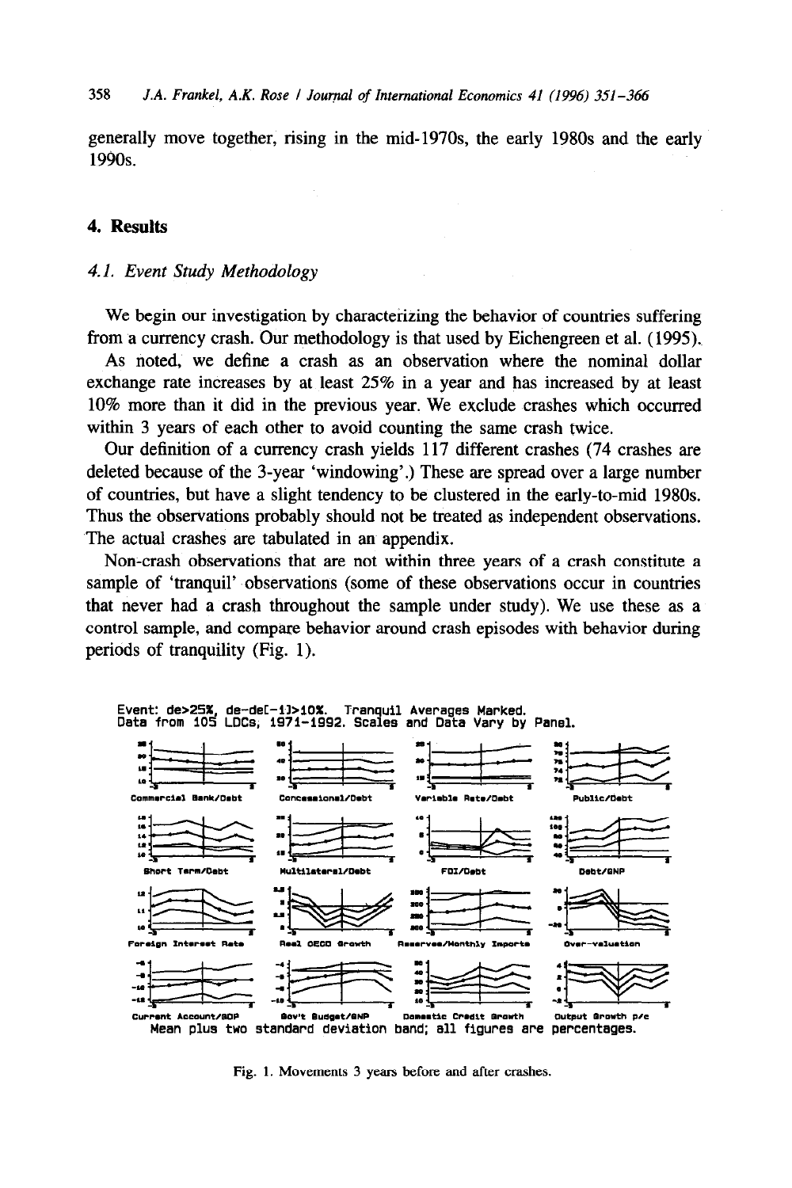generally move together, rising in the mid-1970s, the early 1980s and the early 1990s.

## 4. Results

### 4.1. Event Study Methodology

We begin our investigation by characterizing the behavior of countries suffering from a currency crash. Our methodology is that used by Eichengreen et al. (1995).

As noted, we define a crash as an observation where the nominal dollar exchange rate increases by at least 25% in a year and has increased by at least 10% more than it did in the previous year. We exclude crashes which occurred within 3 years of each other to avoid counting the same crash twice.

Our definition of a currency crash yields 117 different crashes (74 crashes are deleted because of the 3-year 'windowing'.) These are spread over a large number of countries, but have a slight tendency to be clustered in the early-to-mid 1980s. Thus the observations probably should not be treated as independent observations. The actual crashes are tabulated in an appendix.

Non-crash observations that are not within three years of a crash constitute a sample of 'tranquil' observations (some of these observations occur in countries that never had a crash throughout the sample under study). We use these as a control sample, and compare behavior around crash episodes with behavior during periods of tranquility (Fig. 1).

Event: de>25%, de-de[-1]>10%. Tranquil Averages Marked.
Data from 105 LDCs, 1971-1992. Scales and Data Vary by Panel.

Commercial Bank/Debt, Concessional/Debt, Variable Rate/Debt, Public/Debt, Short Term/Debt, Multilateral/Debt, FDI/Debt, Debt/GNP, Foreign Interest Rate, Real OECD Growth, Reserves/Monthly Imports, Over-valuation, Current Account/GDP, Gov't Budget/GNP, Domestic Credit Growth, Output Growth p/c

Mean plus two standard deviation band; all figures are percentages.

Fig. 1. Movements 3 years before and after crashes.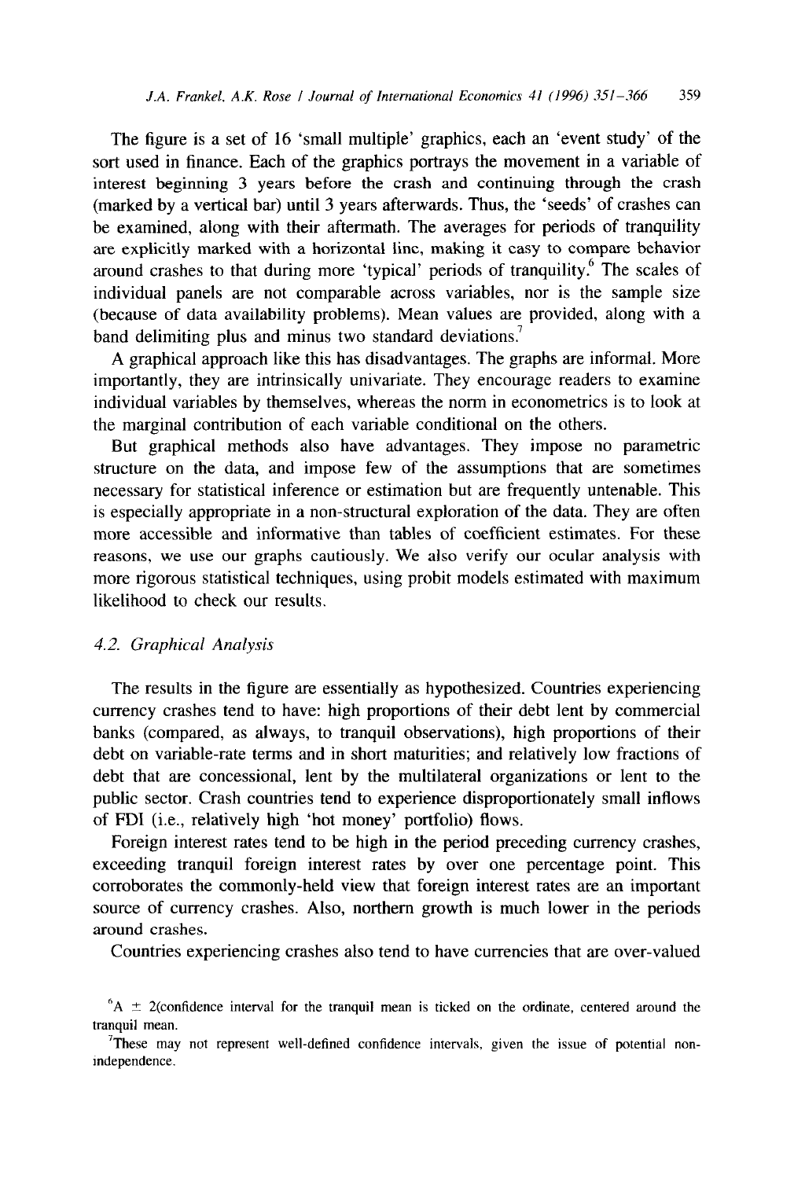The figure is a set of 16 'small multiple' graphics, each an 'event study' of the sort used in finance. Each of the graphics portrays the movement in a variable of interest beginning 3 years before the crash and continuing through the crash (marked by a vertical bar) until 3 years afterwards. Thus, the 'seeds' of crashes can be examined, along with their aftermath. The averages for periods of tranquility are explicitly marked with a horizontal line, making it easy to compare behavior around crashes to that during more 'typical' periods of tranquility.[6] The scales of individual panels are not comparable across variables, nor is the sample size (because of data availability problems). Mean values are provided, along with a band delimiting plus and minus two standard deviations.[7]

A graphical approach like this has disadvantages. The graphs are informal. More importantly, they are intrinsically univariate. They encourage readers to examine individual variables by themselves, whereas the norm in econometrics is to look at the marginal contribution of each variable conditional on the others.

But graphical methods also have advantages. They impose no parametric structure on the data, and impose few of the assumptions that are sometimes necessary for statistical inference or estimation but are frequently untenable. This is especially appropriate in a non-structural exploration of the data. They are often more accessible and informative than tables of coefficient estimates. For these reasons, we use our graphs cautiously. We also verify our ocular analysis with more rigorous statistical techniques, using probit models estimated with maximum likelihood to check our results.

### 4.2. Graphical Analysis

The results in the figure are essentially as hypothesized. Countries experiencing currency crashes tend to have: high proportions of their debt lent by commercial banks (compared, as always, to tranquil observations), high proportions of their debt on variable-rate terms and in short maturities; and relatively low fractions of debt that are concessional, lent by the multilateral organizations or lent to the public sector. Crash countries tend to experience disproportionately small inflows of FDI (i.e., relatively high 'hot money' portfolio) flows.

Foreign interest rates tend to be high in the period preceding currency crashes, exceeding tranquil foreign interest rates by over one percentage point. This corroborates the commonly-held view that foreign interest rates are an important source of currency crashes. Also, northern growth is much lower in the periods around crashes.

Countries experiencing crashes also tend to have currencies that are over-valued

[6] A $\pm$ 2(confidence interval for the tranquil mean is ticked on the ordinate, centered around the tranquil mean.

[7] These may not represent well-defined confidence intervals, given the issue of potential non-independence.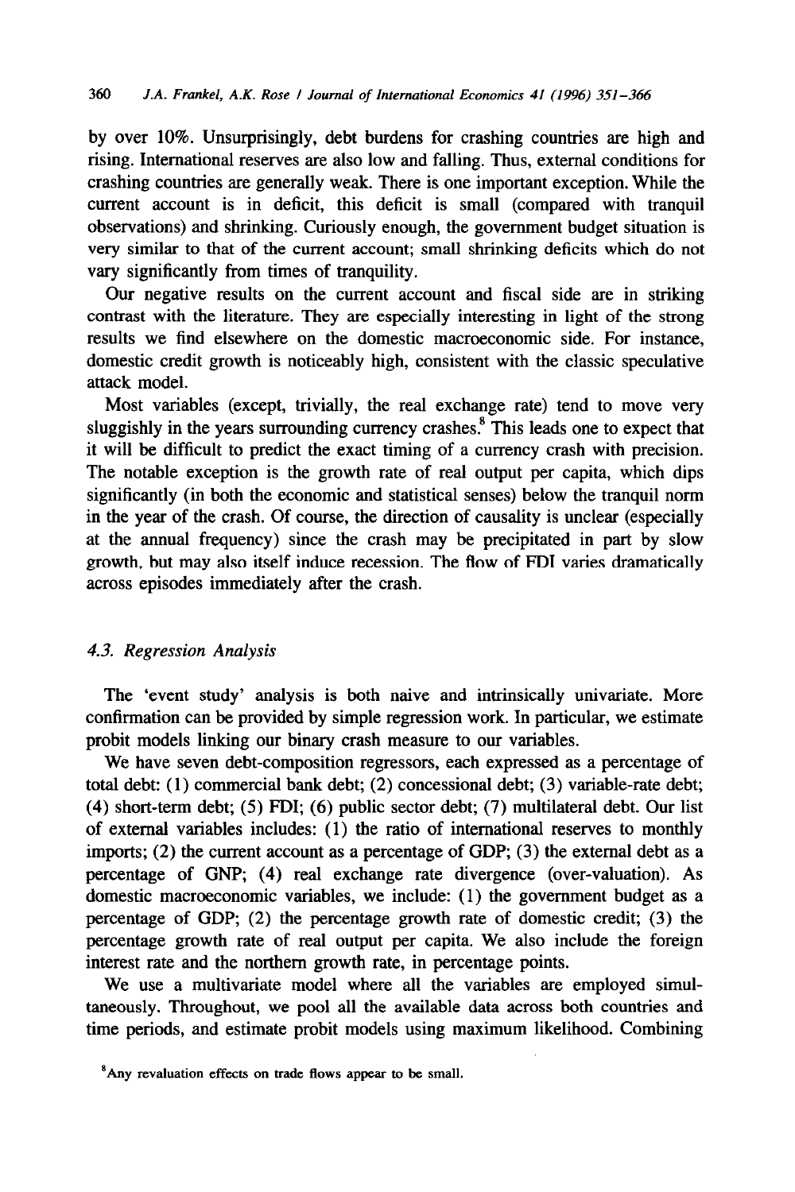by over 10%. Unsurprisingly, debt burdens for crashing countries are high and rising. International reserves are also low and falling. Thus, external conditions for crashing countries are generally weak. There is one important exception. While the current account is in deficit, this deficit is small (compared with tranquil observations) and shrinking. Curiously enough, the government budget situation is very similar to that of the current account; small shrinking deficits which do not vary significantly from times of tranquility.

Our negative results on the current account and fiscal side are in striking contrast with the literature. They are especially interesting in light of the strong results we find elsewhere on the domestic macroeconomic side. For instance, domestic credit growth is noticeably high, consistent with the classic speculative attack model.

Most variables (except, trivially, the real exchange rate) tend to move very sluggishly in the years surrounding currency crashes.[8] This leads one to expect that it will be difficult to predict the exact timing of a currency crash with precision. The notable exception is the growth rate of real output per capita, which dips significantly (in both the economic and statistical senses) below the tranquil norm in the year of the crash. Of course, the direction of causality is unclear (especially at the annual frequency) since the crash may be precipitated in part by slow growth, but may also itself induce recession. The flow of FDI varies dramatically across episodes immediately after the crash.

### *4.3. Regression Analysis*

The 'event study' analysis is both naive and intrinsically univariate. More confirmation can be provided by simple regression work. In particular, we estimate probit models linking our binary crash measure to our variables.

We have seven debt-composition regressors, each expressed as a percentage of total debt: (1) commercial bank debt; (2) concessional debt; (3) variable-rate debt; (4) short-term debt; (5) FDI; (6) public sector debt; (7) multilateral debt. Our list of external variables includes: (1) the ratio of international reserves to monthly imports; (2) the current account as a percentage of GDP; (3) the external debt as a percentage of GNP; (4) real exchange rate divergence (over-valuation). As domestic macroeconomic variables, we include: (1) the government budget as a percentage of GDP; (2) the percentage growth rate of domestic credit; (3) the percentage growth rate of real output per capita. We also include the foreign interest rate and the northern growth rate, in percentage points.

We use a multivariate model where all the variables are employed simultaneously. Throughout, we pool all the available data across both countries and time periods, and estimate probit models using maximum likelihood. Combining

[8] Any revaluation effects on trade flows appear to be small.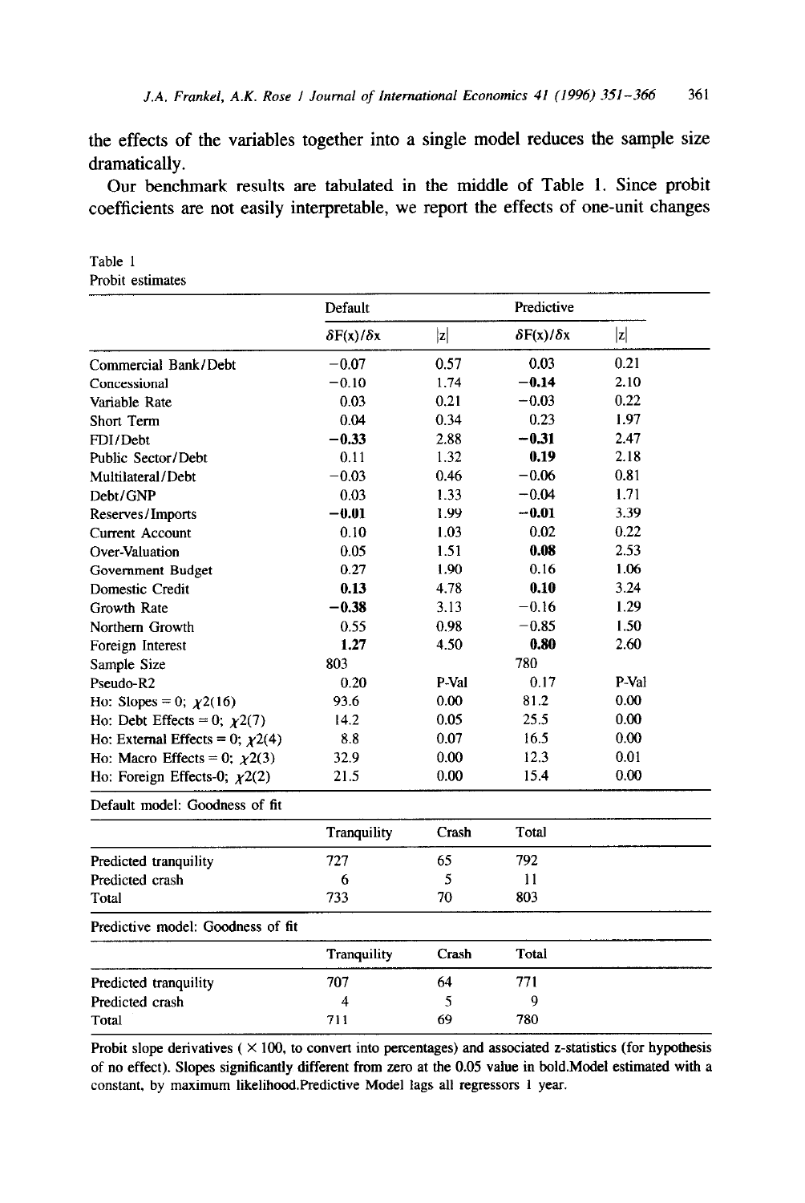the effects of the variables together into a single model reduces the sample size dramatically.

Our benchmark results are tabulated in the middle of Table 1. Since probit coefficients are not easily interpretable, we report the effects of one-unit changes

Table 1
Probit estimates

| | Default | | Predictive | |
|---|---|---|---|---|
| | $\delta F(x)/\delta x$ | $\lvert z \rvert$ | $\delta F(x)/\delta x$ | $\lvert z \rvert$ |
| Commercial Bank/Debt | −0.07 | 0.57 | 0.03 | 0.21 |
| Concessional | −0.10 | 1.74 | **−0.14** | 2.10 |
| Variable Rate | 0.03 | 0.21 | −0.03 | 0.22 |
| Short Term | 0.04 | 0.34 | 0.23 | 1.97 |
| FDI/Debt | **−0.33** | 2.88 | **−0.31** | 2.47 |
| Public Sector/Debt | 0.11 | 1.32 | **0.19** | 2.18 |
| Multilateral/Debt | −0.03 | 0.46 | −0.06 | 0.81 |
| Debt/GNP | 0.03 | 1.33 | −0.04 | 1.71 |
| Reserves/Imports | **−0.01** | 1.99 | **−0.01** | 3.39 |
| Current Account | 0.10 | 1.03 | 0.02 | 0.22 |
| Over-Valuation | 0.05 | 1.51 | **0.08** | 2.53 |
| Government Budget | 0.27 | 1.90 | 0.16 | 1.06 |
| Domestic Credit | **0.13** | 4.78 | **0.10** | 3.24 |
| Growth Rate | **−0.38** | 3.13 | −0.16 | 1.29 |
| Northern Growth | 0.55 | 0.98 | −0.85 | 1.50 |
| Foreign Interest | **1.27** | 4.50 | **0.80** | 2.60 |
| Sample Size | 803 | | 780 | |
| Pseudo-R2 | 0.20 | P-Val | 0.17 | P-Val |
| Ho: Slopes = 0; $\chi 2(16)$ | 93.6 | 0.00 | 81.2 | 0.00 |
| Ho: Debt Effects = 0; $\chi 2(7)$ | 14.2 | 0.05 | 25.5 | 0.00 |
| Ho: External Effects = 0; $\chi 2(4)$ | 8.8 | 0.07 | 16.5 | 0.00 |
| Ho: Macro Effects = 0; $\chi 2(3)$ | 32.9 | 0.00 | 12.3 | 0.01 |
| Ho: Foreign Effects-0; $\chi 2(2)$ | 21.5 | 0.00 | 15.4 | 0.00 |

Default model: Goodness of fit

| | Tranquility | Crash | Total |
|---|---|---|---|
| Predicted tranquility | 727 | 65 | 792 |
| Predicted crash | 6 | 5 | 11 |
| Total | 733 | 70 | 803 |

Predictive model: Goodness of fit

| | Tranquility | Crash | Total |
|---|---|---|---|
| Predicted tranquility | 707 | 64 | 771 |
| Predicted crash | 4 | 5 | 9 |
| Total | 711 | 69 | 780 |

Probit slope derivatives ( × 100, to convert into percentages) and associated z-statistics (for hypothesis of no effect). Slopes significantly different from zero at the 0.05 value in bold.Model estimated with a constant, by maximum likelihood.Predictive Model lags all regressors 1 year.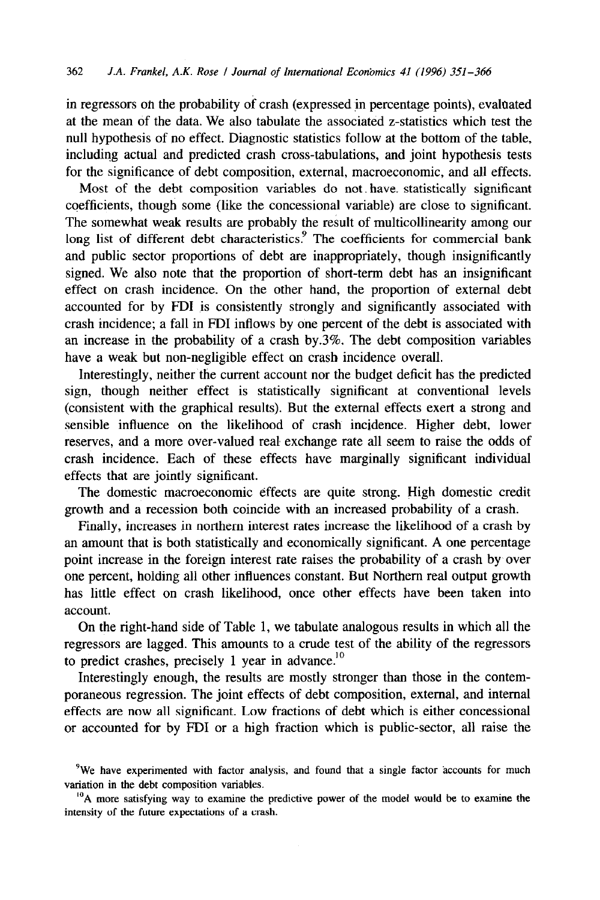in regressors on the probability of crash (expressed in percentage points), evaluated at the mean of the data. We also tabulate the associated z-statistics which test the null hypothesis of no effect. Diagnostic statistics follow at the bottom of the table, including actual and predicted crash cross-tabulations, and joint hypothesis tests for the significance of debt composition, external, macroeconomic, and all effects.

Most of the debt composition variables do not have statistically significant coefficients, though some (like the concessional variable) are close to significant. The somewhat weak results are probably the result of multicollinearity among our long list of different debt characteristics.[9] The coefficients for commercial bank and public sector proportions of debt are inappropriately, though insignificantly signed. We also note that the proportion of short-term debt has an insignificant effect on crash incidence. On the other hand, the proportion of external debt accounted for by FDI is consistently strongly and significantly associated with crash incidence; a fall in FDI inflows by one percent of the debt is associated with an increase in the probability of a crash by.3%. The debt composition variables have a weak but non-negligible effect on crash incidence overall.

Interestingly, neither the current account nor the budget deficit has the predicted sign, though neither effect is statistically significant at conventional levels (consistent with the graphical results). But the external effects exert a strong and sensible influence on the likelihood of crash incidence. Higher debt, lower reserves, and a more over-valued real exchange rate all seem to raise the odds of crash incidence. Each of these effects have marginally significant individual effects that are jointly significant.

The domestic macroeconomic effects are quite strong. High domestic credit growth and a recession both coincide with an increased probability of a crash.

Finally, increases in northern interest rates increase the likelihood of a crash by an amount that is both statistically and economically significant. A one percentage point increase in the foreign interest rate raises the probability of a crash by over one percent, holding all other influences constant. But Northern real output growth has little effect on crash likelihood, once other effects have been taken into account.

On the right-hand side of Table 1, we tabulate analogous results in which all the regressors are lagged. This amounts to a crude test of the ability of the regressors to predict crashes, precisely 1 year in advance.[10]

Interestingly enough, the results are mostly stronger than those in the contemporaneous regression. The joint effects of debt composition, external, and internal effects are now all significant. Low fractions of debt which is either concessional or accounted for by FDI or a high fraction which is public-sector, all raise the

[9] We have experimented with factor analysis, and found that a single factor accounts for much variation in the debt composition variables.

[10] A more satisfying way to examine the predictive power of the model would be to examine the intensity of the future expectations of a crash.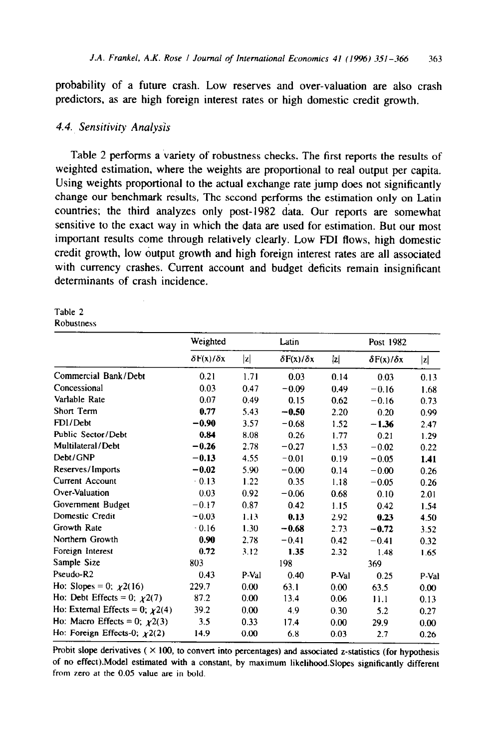probability of a future crash. Low reserves and over-valuation are also crash predictors, as are high foreign interest rates or high domestic credit growth.

### 4.4. Sensitivity Analysis

Table 2 performs a variety of robustness checks. The first reports the results of weighted estimation, where the weights are proportional to real output per capita. Using weights proportional to the actual exchange rate jump does not significantly change our benchmark results, The second performs the estimation only on Latin countries; the third analyzes only post-1982 data. Our reports are somewhat sensitive to the exact way in which the data are used for estimation. But our most important results come through relatively clearly. Low FDI flows, high domestic credit growth, low output growth and high foreign interest rates are all associated with currency crashes. Current account and budget deficits remain insignificant determinants of crash incidence.

Table 2
Robustness

| | Weighted | | Latin | | Post 1982 | |
|---|---|---|---|---|---|---|
| | $\delta F(x)/\delta x$ | $\lvert z \rvert$ | $\delta F(x)/\delta x$ | $\lvert z \rvert$ | $\delta F(x)/\delta x$ | $\lvert z \rvert$ |
| Commercial Bank/Debt | 0.21 | 1.71 | 0.03 | 0.14 | 0.03 | 0.13 |
| Concessional | 0.03 | 0.47 | −0.09 | 0.49 | −0.16 | 1.68 |
| Variable Rate | 0.07 | 0.49 | 0.15 | 0.62 | −0.16 | 0.73 |
| Short Term | **0.77** | 5.43 | **−0.50** | 2.20 | 0.20 | 0.99 |
| FDI/Debt | **−0.90** | 3.57 | −0.68 | 1.52 | **−1.36** | 2.47 |
| Public Sector/Debt | **0.84** | 8.08 | 0.26 | 1.77 | 0.21 | 1.29 |
| Multilateral/Debt | **−0.26** | 2.78 | −0.27 | 1.53 | −0.02 | 0.22 |
| Debt/GNP | **−0.13** | 4.55 | −0.01 | 0.19 | −0.05 | **1.41** |
| Reserves/Imports | **−0.02** | 5.90 | −0.00 | 0.14 | −0.00 | 0.26 |
| Current Account | 0.13 | 1.22 | 0.35 | 1.18 | −0.05 | 0.26 |
| Over-Valuation | 0.03 | 0.92 | −0.06 | 0.68 | 0.10 | 2.01 |
| Government Budget | −0.17 | 0.87 | 0.42 | 1.15 | 0.42 | 1.54 |
| Domestic Credit | −0.03 | 1.13 | **0.13** | 2.92 | **0.23** | 4.50 |
| Growth Rate | 0.16 | 1.30 | **−0.68** | 2.73 | **−0.72** | 3.52 |
| Northern Growth | **0.90** | 2.78 | −0.41 | 0.42 | −0.41 | 0.32 |
| Foreign Interest | **0.72** | 3.12 | **1.35** | 2.32 | 1.48 | 1.65 |
| Sample Size | 803 | | 198 | | 369 | |
| Pseudo-R2 | 0.43 | P-Val | 0.40 | P-Val | 0.25 | P-Val |
| Ho: Slopes = 0; $\chi 2(16)$ | 229.7 | 0.00 | 63.1 | 0.00 | 63.5 | 0.00 |
| Ho: Debt Effects = 0; $\chi 2(7)$ | 87.2 | 0.00 | 13.4 | 0.06 | 11.1 | 0.13 |
| Ho: External Effects = 0; $\chi 2(4)$ | 39.2 | 0.00 | 4.9 | 0.30 | 5.2 | 0.27 |
| Ho: Macro Effects = 0; $\chi 2(3)$ | 3.5 | 0.33 | 17.4 | 0.00 | 29.9 | 0.00 |
| Ho: Foreign Effects-0; $\chi 2(2)$ | 14.9 | 0.00 | 6.8 | 0.03 | 2.7 | 0.26 |

Probit slope derivatives ( × 100, to convert into percentages) and associated z-statistics (for hypothesis of no effect).Model estimated with a constant, by maximum likelihood.Slopes significantly different from zero at the 0.05 value are in bold.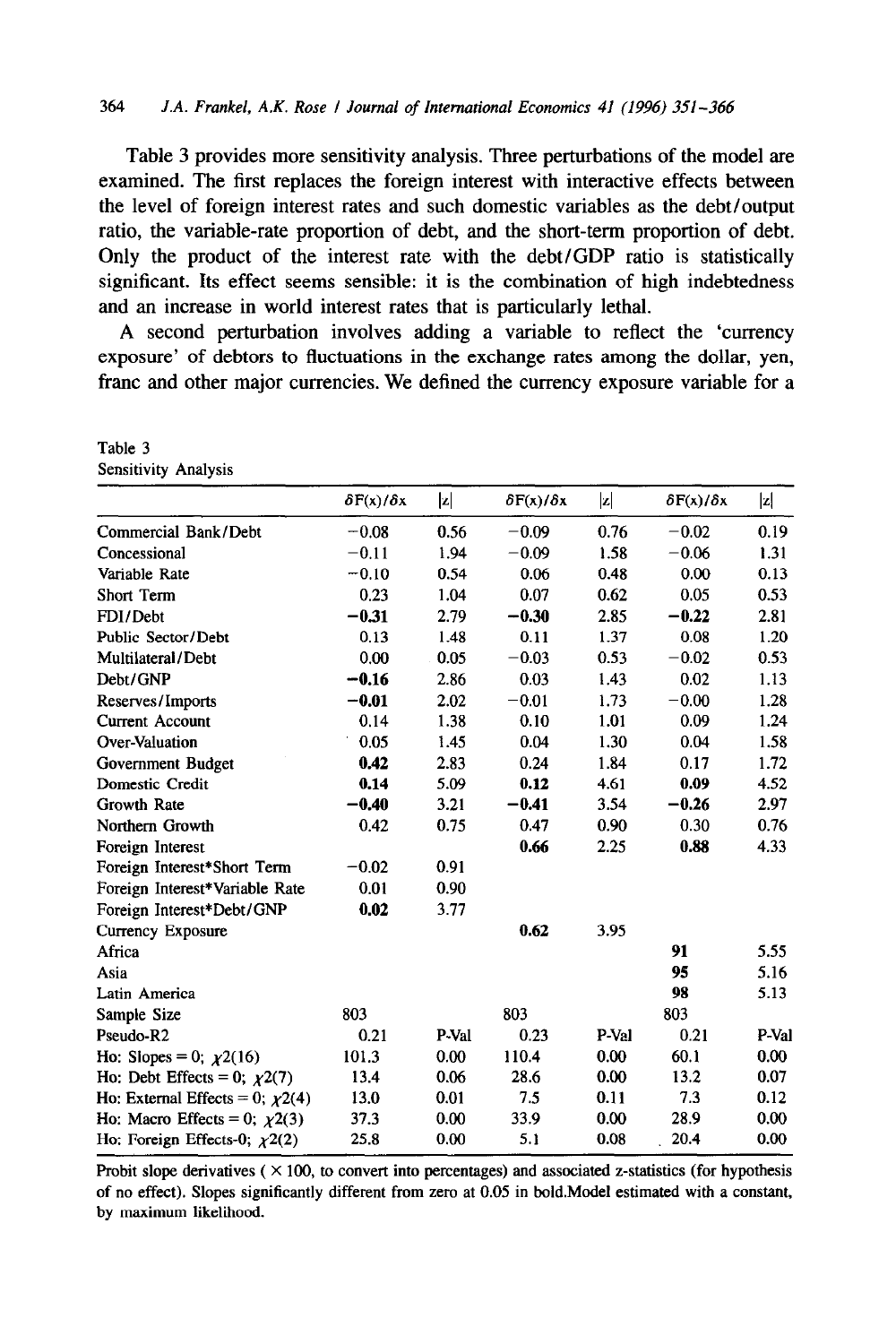Table 3 provides more sensitivity analysis. Three perturbations of the model are examined. The first replaces the foreign interest with interactive effects between the level of foreign interest rates and such domestic variables as the debt/output ratio, the variable-rate proportion of debt, and the short-term proportion of debt. Only the product of the interest rate with the debt/GDP ratio is statistically significant. Its effect seems sensible: it is the combination of high indebtedness and an increase in world interest rates that is particularly lethal.

A second perturbation involves adding a variable to reflect the 'currency exposure' of debtors to fluctuations in the exchange rates among the dollar, yen, franc and other major currencies. We defined the currency exposure variable for a

Table 3
Sensitivity Analysis

| | $\delta F(x)/\delta x$ | $\|z\|$ | $\delta F(x)/\delta x$ | $\|z\|$ | $\delta F(x)/\delta x$ | $\|z\|$ |
|---|---|---|---|---|---|---|
| Commercial Bank/Debt | −0.08 | 0.56 | −0.09 | 0.76 | −0.02 | 0.19 |
| Concessional | −0.11 | 1.94 | −0.09 | 1.58 | −0.06 | 1.31 |
| Variable Rate | −0.10 | 0.54 | 0.06 | 0.48 | 0.00 | 0.13 |
| Short Term | 0.23 | 1.04 | 0.07 | 0.62 | 0.05 | 0.53 |
| FDI/Debt | **−0.31** | 2.79 | **−0.30** | 2.85 | **−0.22** | 2.81 |
| Public Sector/Debt | 0.13 | 1.48 | 0.11 | 1.37 | 0.08 | 1.20 |
| Multilateral/Debt | 0.00 | 0.05 | −0.03 | 0.53 | −0.02 | 0.53 |
| Debt/GNP | **−0.16** | 2.86 | 0.03 | 1.43 | 0.02 | 1.13 |
| Reserves/Imports | **−0.01** | 2.02 | −0.01 | 1.73 | −0.00 | 1.28 |
| Current Account | 0.14 | 1.38 | 0.10 | 1.01 | 0.09 | 1.24 |
| Over-Valuation | 0.05 | 1.45 | 0.04 | 1.30 | 0.04 | 1.58 |
| Government Budget | **0.42** | 2.83 | 0.24 | 1.84 | 0.17 | 1.72 |
| Domestic Credit | **0.14** | 5.09 | **0.12** | 4.61 | **0.09** | 4.52 |
| Growth Rate | **−0.40** | 3.21 | **−0.41** | 3.54 | **−0.26** | 2.97 |
| Northern Growth | 0.42 | 0.75 | 0.47 | 0.90 | 0.30 | 0.76 |
| Foreign Interest | | | **0.66** | 2.25 | **0.88** | 4.33 |
| Foreign Interest*Short Term | −0.02 | 0.91 | | | | |
| Foreign Interest*Variable Rate | 0.01 | 0.90 | | | | |
| Foreign Interest*Debt/GNP | **0.02** | 3.77 | | | | |
| Currency Exposure | | | **0.62** | 3.95 | | |
| Africa | | | | | **91** | 5.55 |
| Asia | | | | | **95** | 5.16 |
| Latin America | | | | | **98** | 5.13 |
| Sample Size | 803 | | 803 | | 803 | |
| Pseudo-R2 | 0.21 | P-Val | 0.23 | P-Val | 0.21 | P-Val |
| Ho: Slopes = 0; $\chi2(16)$ | 101.3 | 0.00 | 110.4 | 0.00 | 60.1 | 0.00 |
| Ho: Debt Effects = 0; $\chi2(7)$ | 13.4 | 0.06 | 28.6 | 0.00 | 13.2 | 0.07 |
| Ho: External Effects = 0; $\chi2(4)$ | 13.0 | 0.01 | 7.5 | 0.11 | 7.3 | 0.12 |
| Ho: Macro Effects = 0; $\chi2(3)$ | 37.3 | 0.00 | 33.9 | 0.00 | 28.9 | 0.00 |
| Ho: Foreign Effects-0; $\chi2(2)$ | 25.8 | 0.00 | 5.1 | 0.08 | 20.4 | 0.00 |

Probit slope derivatives ( $\times$ 100, to convert into percentages) and associated z-statistics (for hypothesis of no effect). Slopes significantly different from zero at 0.05 in bold.Model estimated with a constant, by maximum likelihood.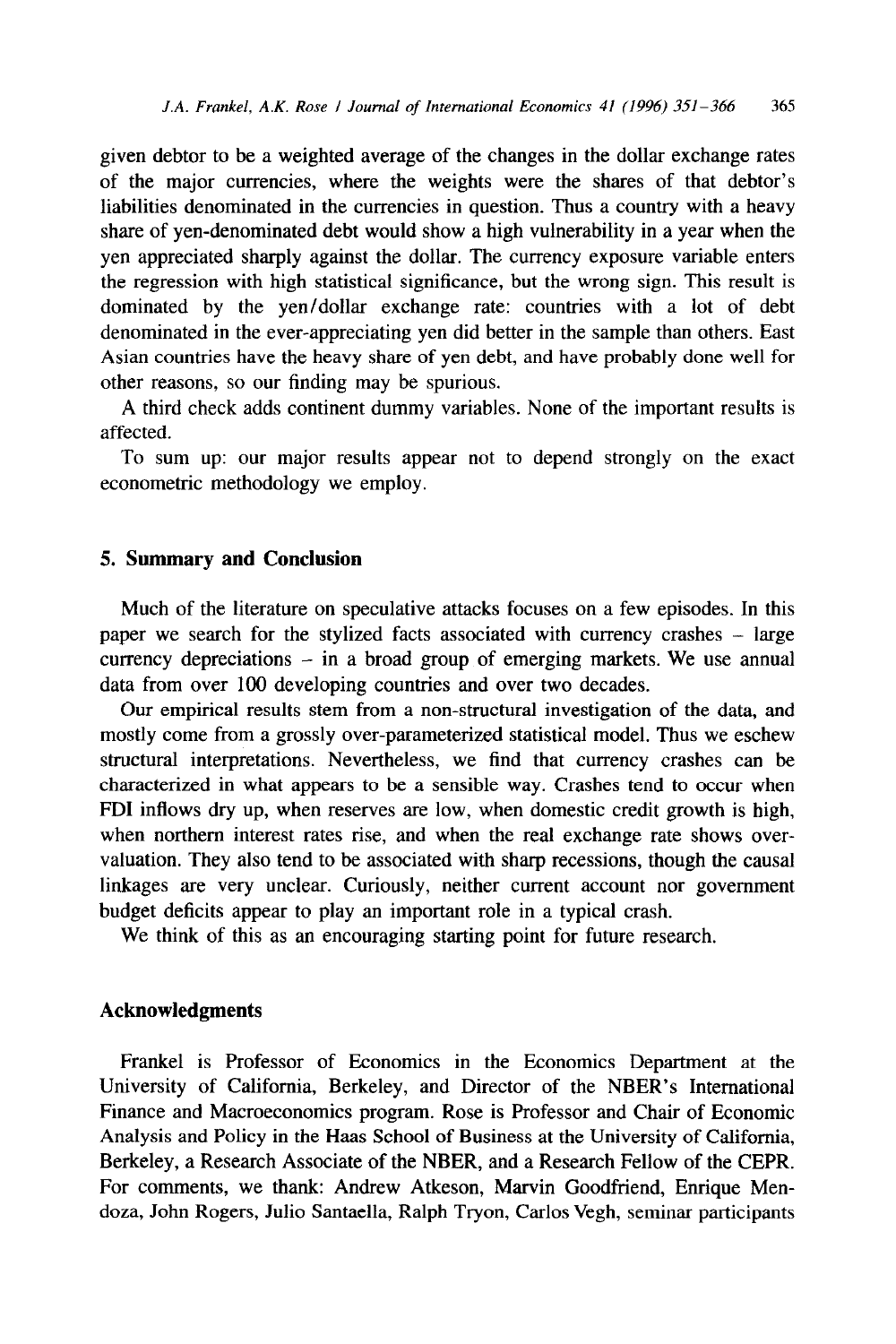given debtor to be a weighted average of the changes in the dollar exchange rates of the major currencies, where the weights were the shares of that debtor's liabilities denominated in the currencies in question. Thus a country with a heavy share of yen-denominated debt would show a high vulnerability in a year when the yen appreciated sharply against the dollar. The currency exposure variable enters the regression with high statistical significance, but the wrong sign. This result is dominated by the yen/dollar exchange rate: countries with a lot of debt denominated in the ever-appreciating yen did better in the sample than others. East Asian countries have the heavy share of yen debt, and have probably done well for other reasons, so our finding may be spurious.

A third check adds continent dummy variables. None of the important results is affected.

To sum up: our major results appear not to depend strongly on the exact econometric methodology we employ.

## 5. Summary and Conclusion

Much of the literature on speculative attacks focuses on a few episodes. In this paper we search for the stylized facts associated with currency crashes – large currency depreciations – in a broad group of emerging markets. We use annual data from over 100 developing countries and over two decades.

Our empirical results stem from a non-structural investigation of the data, and mostly come from a grossly over-parameterized statistical model. Thus we eschew structural interpretations. Nevertheless, we find that currency crashes can be characterized in what appears to be a sensible way. Crashes tend to occur when FDI inflows dry up, when reserves are low, when domestic credit growth is high, when northern interest rates rise, and when the real exchange rate shows overvaluation. They also tend to be associated with sharp recessions, though the causal linkages are very unclear. Curiously, neither current account nor government budget deficits appear to play an important role in a typical crash.

We think of this as an encouraging starting point for future research.

## Acknowledgments

Frankel is Professor of Economics in the Economics Department at the University of California, Berkeley, and Director of the NBER's International Finance and Macroeconomics program. Rose is Professor and Chair of Economic Analysis and Policy in the Haas School of Business at the University of California, Berkeley, a Research Associate of the NBER, and a Research Fellow of the CEPR. For comments, we thank: Andrew Atkeson, Marvin Goodfriend, Enrique Mendoza, John Rogers, Julio Santaella, Ralph Tryon, Carlos Vegh, seminar participants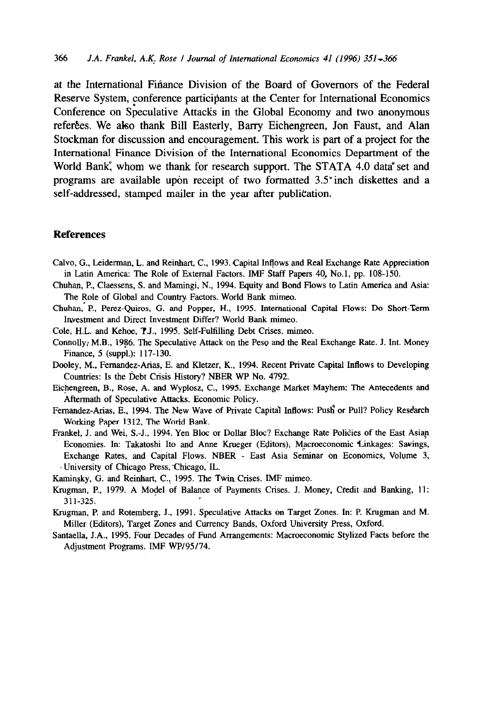at the International Finance Division of the Board of Governors of the Federal Reserve System, conference participants at the Center for International Economics Conference on Speculative Attacks in the Global Economy and two anonymous referees. We also thank Bill Easterly, Barry Eichengreen, Jon Faust, and Alan Stockman for discussion and encouragement. This work is part of a project for the International Finance Division of the International Economics Department of the World Bank, whom we thank for research support. The STATA 4.0 data set and programs are available upon receipt of two formatted 3.5 inch diskettes and a self-addressed, stamped mailer in the year after publication.

## References

Calvo, G., Leiderman, L. and Reinhart, C., 1993. Capital Inflows and Real Exchange Rate Appreciation in Latin America: The Role of External Factors. IMF Staff Papers 40, No.1, pp. 108-150.

Chuhan, P., Claessens, S. and Mamingi, N., 1994. Equity and Bond Flows to Latin America and Asia: The Role of Global and Country Factors. World Bank mimeo.

Chuhan, P., Perez-Quiros, G. and Popper, H., 1995. International Capital Flows: Do Short-Term Investment and Direct Investment Differ? World Bank mimeo.

Cole, H.L. and Kehoe, T.J., 1995. Self-Fulfilling Debt Crises. mimeo.

Connolly, M.B., 1986. The Speculative Attack on the Peso and the Real Exchange Rate. J. Int. Money Finance, 5 (suppl.): 117-130.

Dooley, M., Fernandez-Arias, E. and Kletzer, K., 1994. Recent Private Capital Inflows to Developing Countries: Is the Debt Crisis History? NBER WP No. 4792.

Eichengreen, B., Rose, A. and Wyplosz, C., 1995. Exchange Market Mayhem: The Antecedents and Aftermath of Speculative Attacks. Economic Policy.

Fernandez-Arias, E., 1994. The New Wave of Private Capital Inflows: Push or Pull? Policy Research Working Paper 1312, The World Bank.

Frankel, J. and Wei, S.-J., 1994. Yen Bloc or Dollar Bloc? Exchange Rate Policies of the East Asian Economies. In: Takatoshi Ito and Anne Krueger (Editors), Macroeconomic Linkages: Savings, Exchange Rates, and Capital Flows. NBER - East Asia Seminar on Economics, Volume 3, University of Chicago Press, Chicago, IL.

Kaminsky, G. and Reinhart, C., 1995. The Twin Crises. IMF mimeo.

Krugman, P., 1979. A Model of Balance of Payments Crises. J. Money, Credit and Banking, 11: 311-325.

Krugman, P. and Rotemberg, J., 1991. Speculative Attacks on Target Zones. In: P. Krugman and M. Miller (Editors), Target Zones and Currency Bands, Oxford University Press, Oxford.

Santaella, J.A., 1995. Four Decades of Fund Arrangements: Macroeconomic Stylized Facts before the Adjustment Programs. IMF WP/95/74.